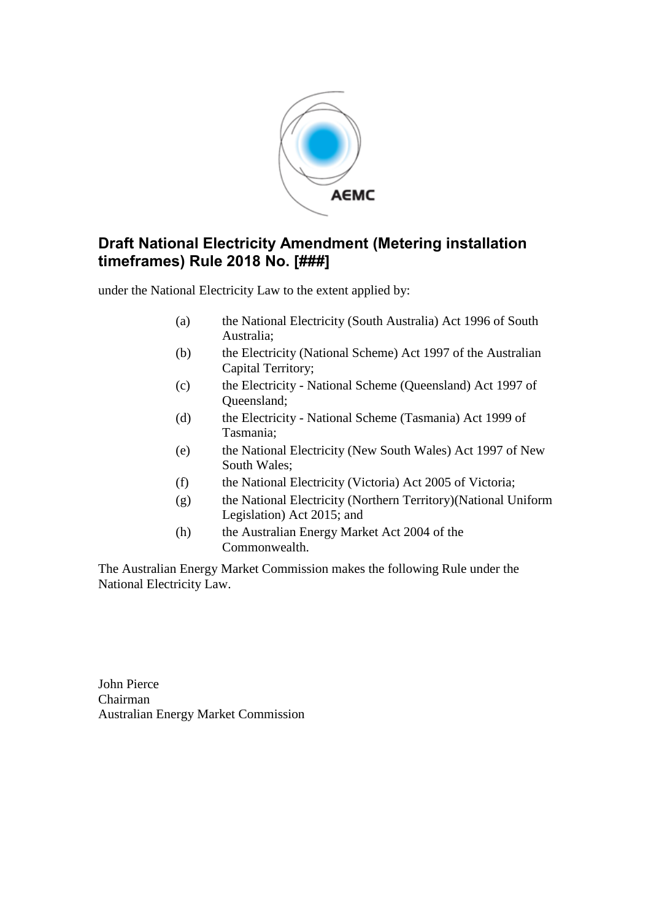# Draft National Electricity Amendment (Metering installation timeframes) Rule 2018 No. [###]

under the National Electricity Law to the extent applied by:

(a) the National Electricity (South Australia) Act 1996 of South Australia;

(b) the Electricity (National Scheme) Act 1997 of the Australian Capital Territory;

(c) the Electricity - National Scheme (Queensland) Act 1997 of Queensland;

(d) the Electricity - National Scheme (Tasmania) Act 1999 of Tasmania;

(e) the National Electricity (New South Wales) Act 1997 of New South Wales;

(f) the National Electricity (Victoria) Act 2005 of Victoria;

(g) the National Electricity (Northern Territory)(National Uniform Legislation) Act 2015; and

(h) the Australian Energy Market Act 2004 of the Commonwealth.

The Australian Energy Market Commission makes the following Rule under the National Electricity Law.

John Pierce
Chairman
Australian Energy Market Commission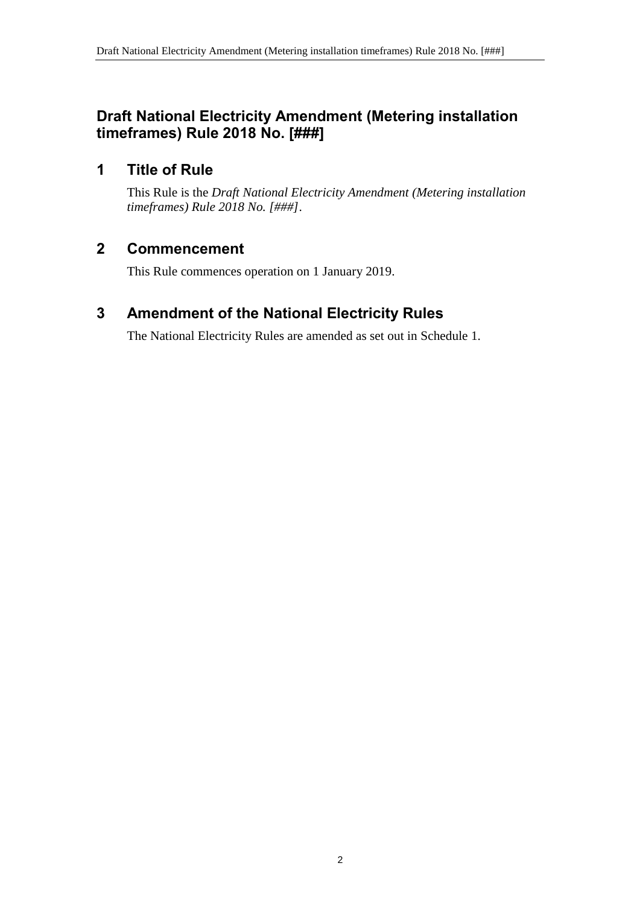## Draft National Electricity Amendment (Metering installation timeframes) Rule 2018 No. [###]

## 1 Title of Rule

This Rule is the *Draft National Electricity Amendment (Metering installation timeframes) Rule 2018 No. [###]*.

## 2 Commencement

This Rule commences operation on 1 January 2019.

## 3 Amendment of the National Electricity Rules

The National Electricity Rules are amended as set out in Schedule 1.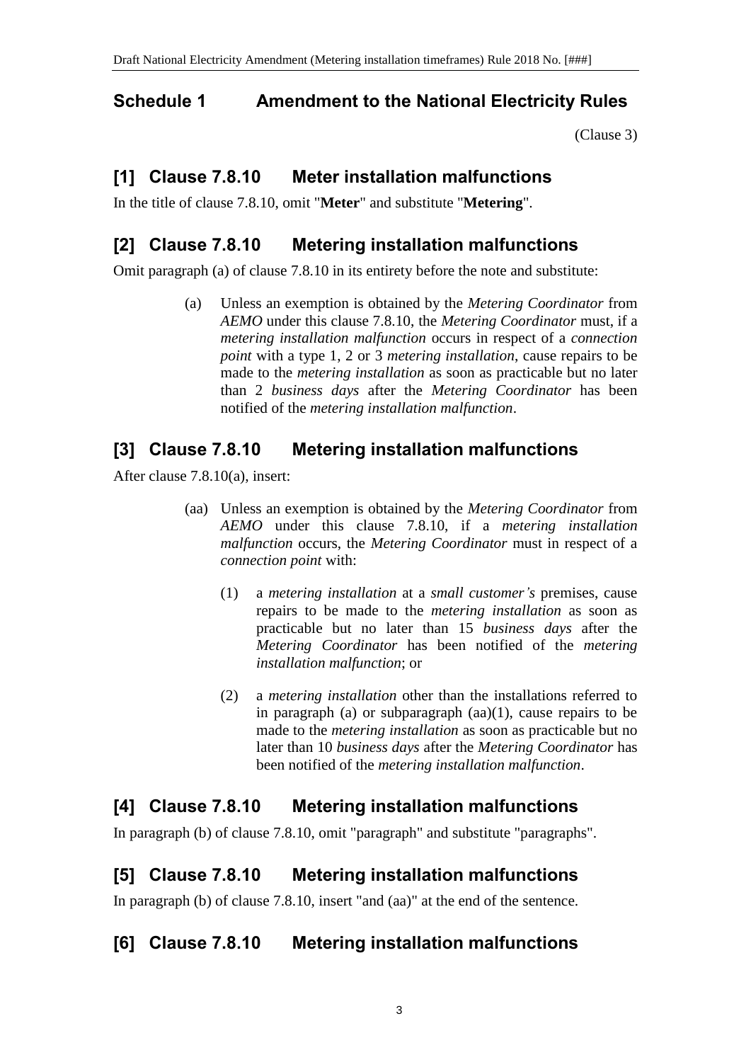## Schedule 1 Amendment to the National Electricity Rules

(Clause 3)

## [1] Clause 7.8.10 Meter installation malfunctions

In the title of clause 7.8.10, omit "**Meter**" and substitute "**Metering**".

## [2] Clause 7.8.10 Metering installation malfunctions

Omit paragraph (a) of clause 7.8.10 in its entirety before the note and substitute:

(a) Unless an exemption is obtained by the *Metering Coordinator* from *AEMO* under this clause 7.8.10, the *Metering Coordinator* must, if a *metering installation malfunction* occurs in respect of a *connection point* with a type 1, 2 or 3 *metering installation*, cause repairs to be made to the *metering installation* as soon as practicable but no later than 2 *business days* after the *Metering Coordinator* has been notified of the *metering installation malfunction*.

## [3] Clause 7.8.10 Metering installation malfunctions

After clause 7.8.10(a), insert:

(aa) Unless an exemption is obtained by the *Metering Coordinator* from *AEMO* under this clause 7.8.10, if a *metering installation malfunction* occurs, the *Metering Coordinator* must in respect of a *connection point* with:

(1) a *metering installation* at a *small customer's* premises, cause repairs to be made to the *metering installation* as soon as practicable but no later than 15 *business days* after the *Metering Coordinator* has been notified of the *metering installation malfunction*; or

(2) a *metering installation* other than the installations referred to in paragraph (a) or subparagraph (aa)(1), cause repairs to be made to the *metering installation* as soon as practicable but no later than 10 *business days* after the *Metering Coordinator* has been notified of the *metering installation malfunction*.

## [4] Clause 7.8.10 Metering installation malfunctions

In paragraph (b) of clause 7.8.10, omit "paragraph" and substitute "paragraphs".

## [5] Clause 7.8.10 Metering installation malfunctions

In paragraph (b) of clause 7.8.10, insert "and (aa)" at the end of the sentence.

## [6] Clause 7.8.10 Metering installation malfunctions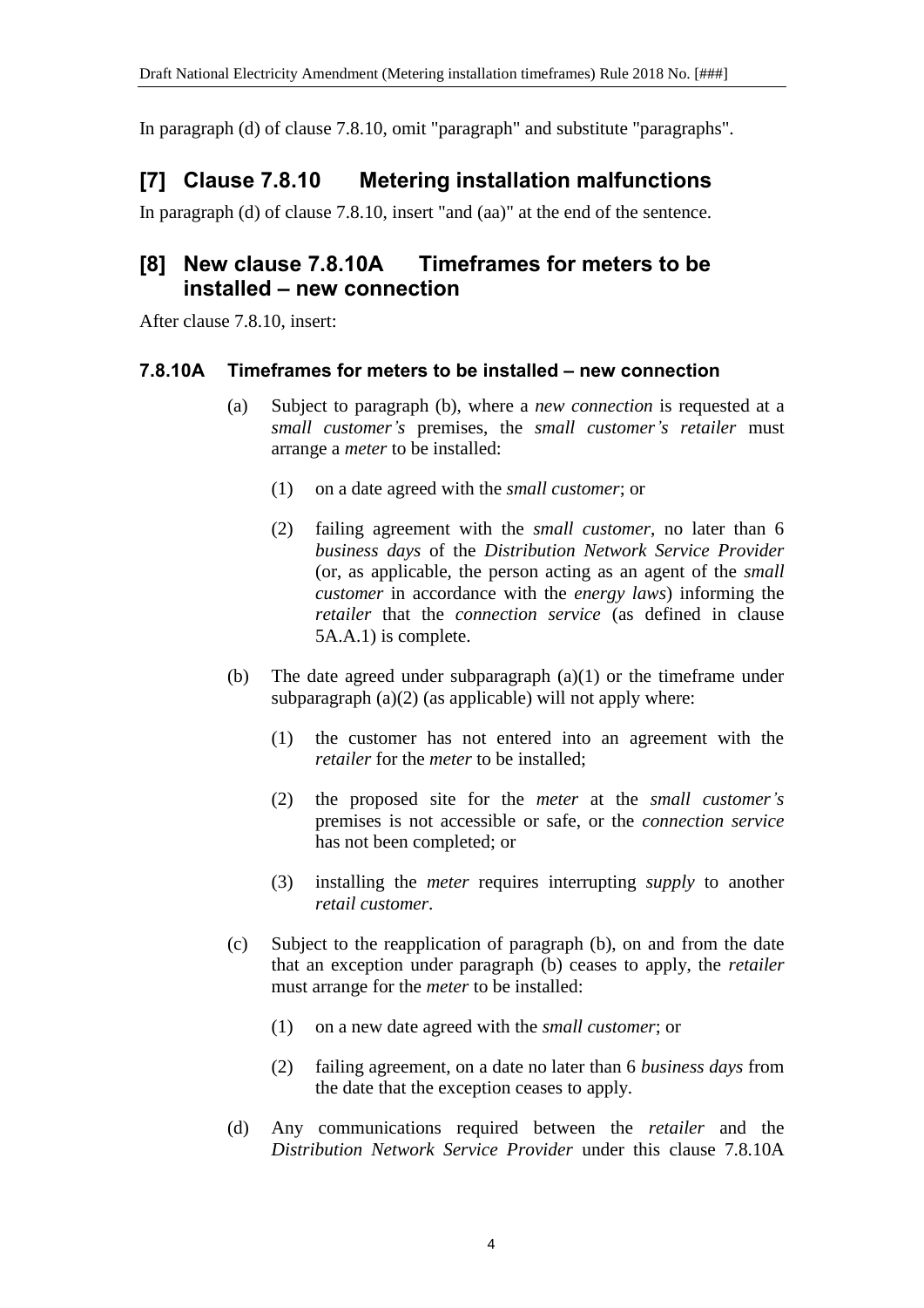In paragraph (d) of clause 7.8.10, omit "paragraph" and substitute "paragraphs".

## [7] Clause 7.8.10 Metering installation malfunctions

In paragraph (d) of clause 7.8.10, insert "and (aa)" at the end of the sentence.

## [8] New clause 7.8.10A Timeframes for meters to be installed – new connection

After clause 7.8.10, insert:

### 7.8.10A Timeframes for meters to be installed – new connection

(a) Subject to paragraph (b), where a *new connection* is requested at a *small customer's* premises, the *small customer's retailer* must arrange a *meter* to be installed:

(1) on a date agreed with the *small customer*; or

(2) failing agreement with the *small customer*, no later than 6 *business days* of the *Distribution Network Service Provider* (or, as applicable, the person acting as an agent of the *small customer* in accordance with the *energy laws*) informing the *retailer* that the *connection service* (as defined in clause 5A.A.1) is complete.

(b) The date agreed under subparagraph (a)(1) or the timeframe under subparagraph (a)(2) (as applicable) will not apply where:

(1) the customer has not entered into an agreement with the *retailer* for the *meter* to be installed;

(2) the proposed site for the *meter* at the *small customer's* premises is not accessible or safe, or the *connection service* has not been completed; or

(3) installing the *meter* requires interrupting *supply* to another *retail customer*.

(c) Subject to the reapplication of paragraph (b), on and from the date that an exception under paragraph (b) ceases to apply, the *retailer* must arrange for the *meter* to be installed:

(1) on a new date agreed with the *small customer*; or

(2) failing agreement, on a date no later than 6 *business days* from the date that the exception ceases to apply.

(d) Any communications required between the *retailer* and the *Distribution Network Service Provider* under this clause 7.8.10A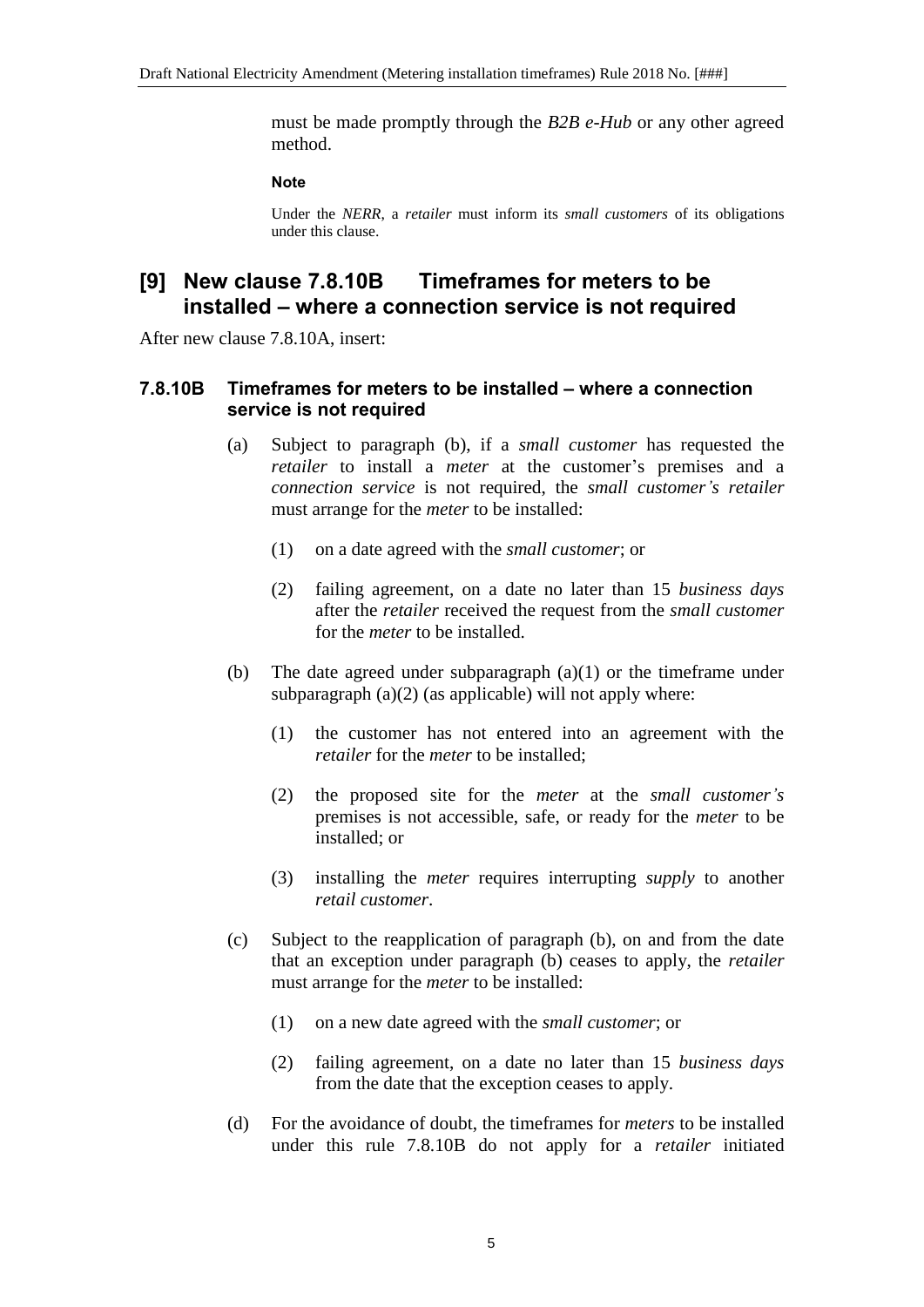must be made promptly through the *B2B e-Hub* or any other agreed method.

**Note**

Under the *NERR*, a *retailer* must inform its *small customers* of its obligations under this clause.

## [9] New clause 7.8.10B Timeframes for meters to be installed – where a connection service is not required

After new clause 7.8.10A, insert:

### 7.8.10B Timeframes for meters to be installed – where a connection service is not required

(a) Subject to paragraph (b), if a *small customer* has requested the *retailer* to install a *meter* at the customer's premises and a *connection service* is not required, the *small customer's retailer* must arrange for the *meter* to be installed:

(1) on a date agreed with the *small customer*; or

(2) failing agreement, on a date no later than 15 *business days* after the *retailer* received the request from the *small customer* for the *meter* to be installed.

(b) The date agreed under subparagraph (a)(1) or the timeframe under subparagraph (a)(2) (as applicable) will not apply where:

(1) the customer has not entered into an agreement with the *retailer* for the *meter* to be installed;

(2) the proposed site for the *meter* at the *small customer's* premises is not accessible, safe, or ready for the *meter* to be installed; or

(3) installing the *meter* requires interrupting *supply* to another *retail customer*.

(c) Subject to the reapplication of paragraph (b), on and from the date that an exception under paragraph (b) ceases to apply, the *retailer* must arrange for the *meter* to be installed:

(1) on a new date agreed with the *small customer*; or

(2) failing agreement, on a date no later than 15 *business days* from the date that the exception ceases to apply.

(d) For the avoidance of doubt, the timeframes for *meters* to be installed under this rule 7.8.10B do not apply for a *retailer* initiated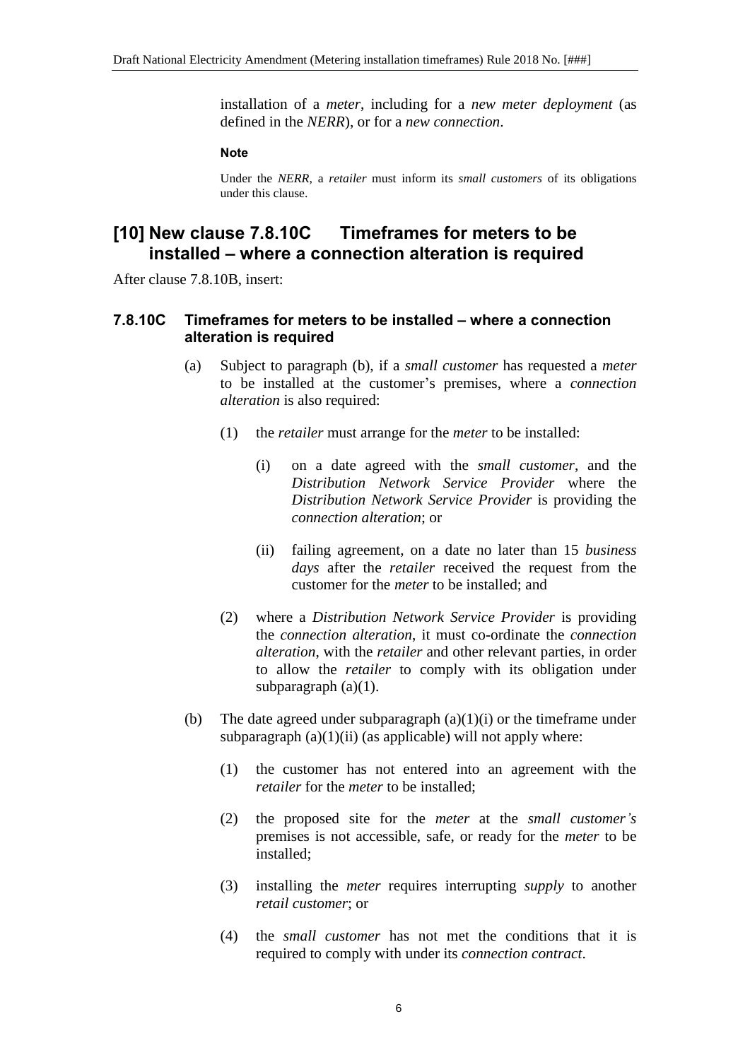installation of a *meter*, including for a *new meter deployment* (as defined in the *NERR*), or for a *new connection*.

**Note**

Under the *NERR*, a *retailer* must inform its *small customers* of its obligations under this clause.

## [10] New clause 7.8.10C Timeframes for meters to be installed – where a connection alteration is required

After clause 7.8.10B, insert:

### 7.8.10C Timeframes for meters to be installed – where a connection alteration is required

(a) Subject to paragraph (b), if a *small customer* has requested a *meter* to be installed at the customer's premises, where a *connection alteration* is also required:

(1) the *retailer* must arrange for the *meter* to be installed:

(i) on a date agreed with the *small customer*, and the *Distribution Network Service Provider* where the *Distribution Network Service Provider* is providing the *connection alteration*; or

(ii) failing agreement, on a date no later than 15 *business days* after the *retailer* received the request from the customer for the *meter* to be installed; and

(2) where a *Distribution Network Service Provider* is providing the *connection alteration*, it must co-ordinate the *connection alteration*, with the *retailer* and other relevant parties, in order to allow the *retailer* to comply with its obligation under subparagraph (a)(1).

(b) The date agreed under subparagraph (a)(1)(i) or the timeframe under subparagraph (a)(1)(ii) (as applicable) will not apply where:

(1) the customer has not entered into an agreement with the *retailer* for the *meter* to be installed;

(2) the proposed site for the *meter* at the *small customer's* premises is not accessible, safe, or ready for the *meter* to be installed;

(3) installing the *meter* requires interrupting *supply* to another *retail customer*; or

(4) the *small customer* has not met the conditions that it is required to comply with under its *connection contract*.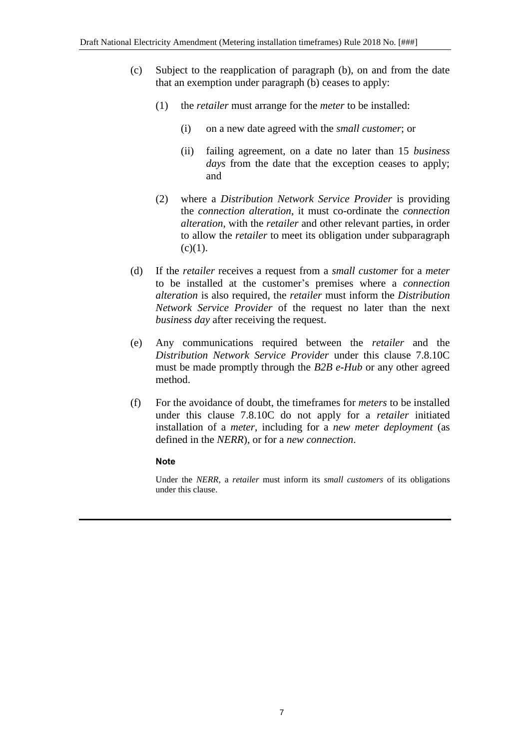(c) Subject to the reapplication of paragraph (b), on and from the date that an exemption under paragraph (b) ceases to apply:

  (1) the *retailer* must arrange for the *meter* to be installed:

    (i) on a new date agreed with the *small customer*; or

    (ii) failing agreement, on a date no later than 15 *business days* from the date that the exception ceases to apply; and

  (2) where a *Distribution Network Service Provider* is providing the *connection alteration*, it must co-ordinate the *connection alteration*, with the *retailer* and other relevant parties, in order to allow the *retailer* to meet its obligation under subparagraph (c)(1).

(d) If the *retailer* receives a request from a *small customer* for a *meter* to be installed at the customer's premises where a *connection alteration* is also required, the *retailer* must inform the *Distribution Network Service Provider* of the request no later than the next *business day* after receiving the request.

(e) Any communications required between the *retailer* and the *Distribution Network Service Provider* under this clause 7.8.10C must be made promptly through the *B2B e-Hub* or any other agreed method.

(f) For the avoidance of doubt, the timeframes for *meters* to be installed under this clause 7.8.10C do not apply for a *retailer* initiated installation of a *meter*, including for a *new meter deployment* (as defined in the *NERR*), or for a *new connection*.

**Note**

Under the *NERR*, a *retailer* must inform its *small customers* of its obligations under this clause.